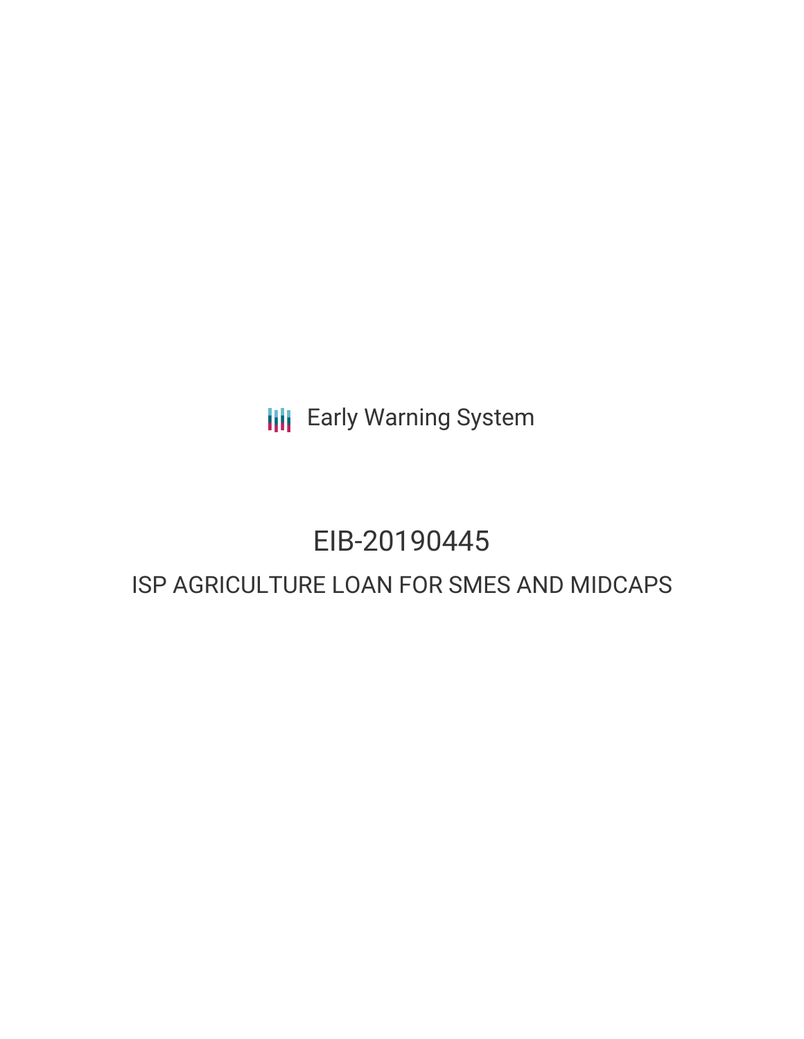Early Warning System

# EIB-20190445

## ISP AGRICULTURE LOAN FOR SMES AND MIDCAPS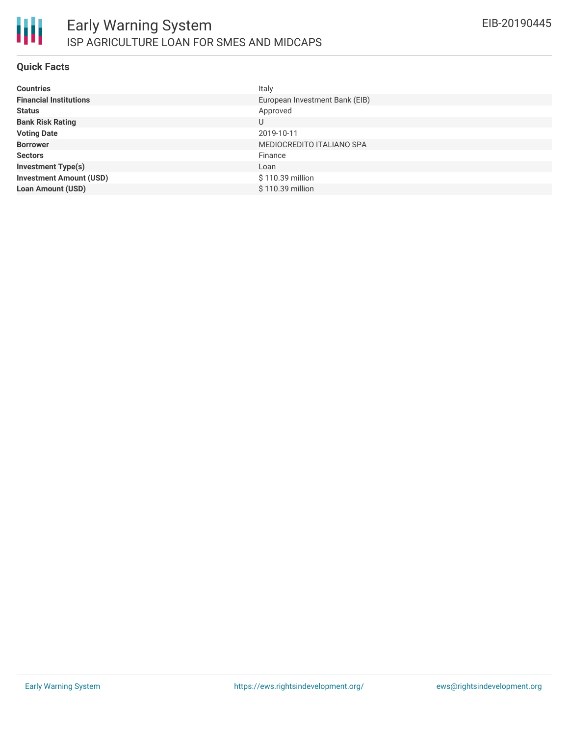# Early Warning System

## ISP AGRICULTURE LOAN FOR SMES AND MIDCAPS

EIB-20190445

### Quick Facts

| | |
|---|---|
| **Countries** | Italy |
| **Financial Institutions** | European Investment Bank (EIB) |
| **Status** | Approved |
| **Bank Risk Rating** | U |
| **Voting Date** | 2019-10-11 |
| **Borrower** | MEDIOCREDITO ITALIANO SPA |
| **Sectors** | Finance |
| **Investment Type(s)** | Loan |
| **Investment Amount (USD)** | $ 110.39 million |
| **Loan Amount (USD)** | $ 110.39 million |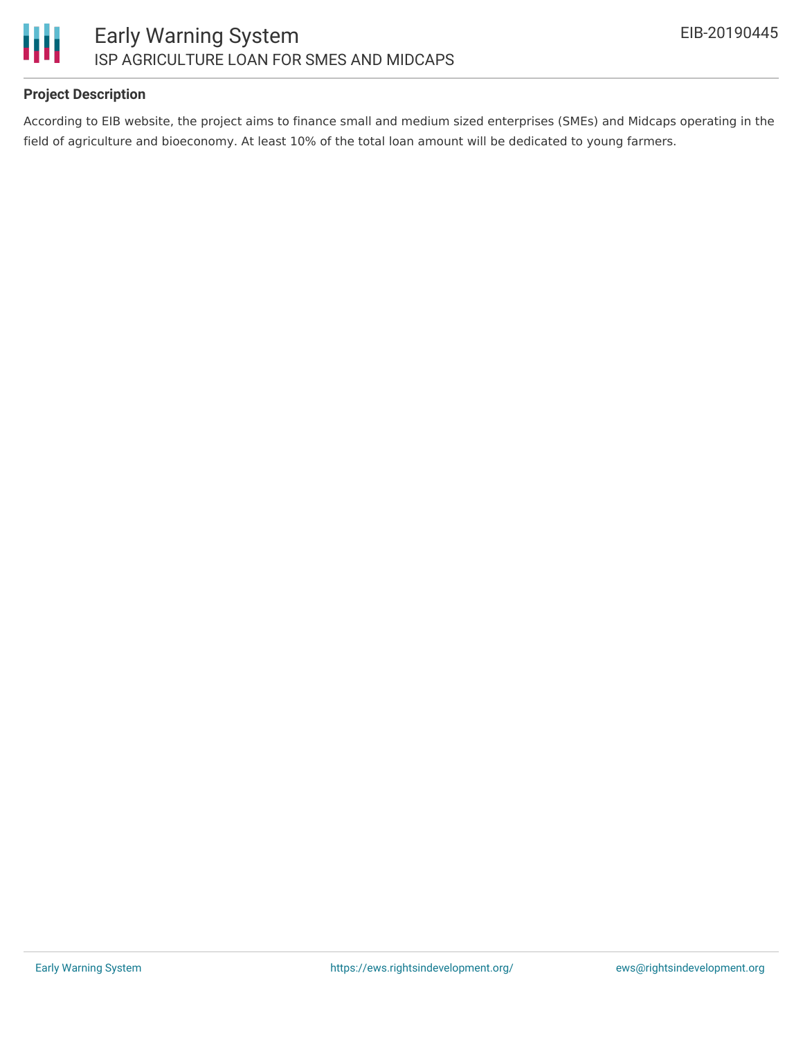### Project Description

According to EIB website, the project aims to finance small and medium sized enterprises (SMEs) and Midcaps operating in the field of agriculture and bioeconomy. At least 10% of the total loan amount will be dedicated to young farmers.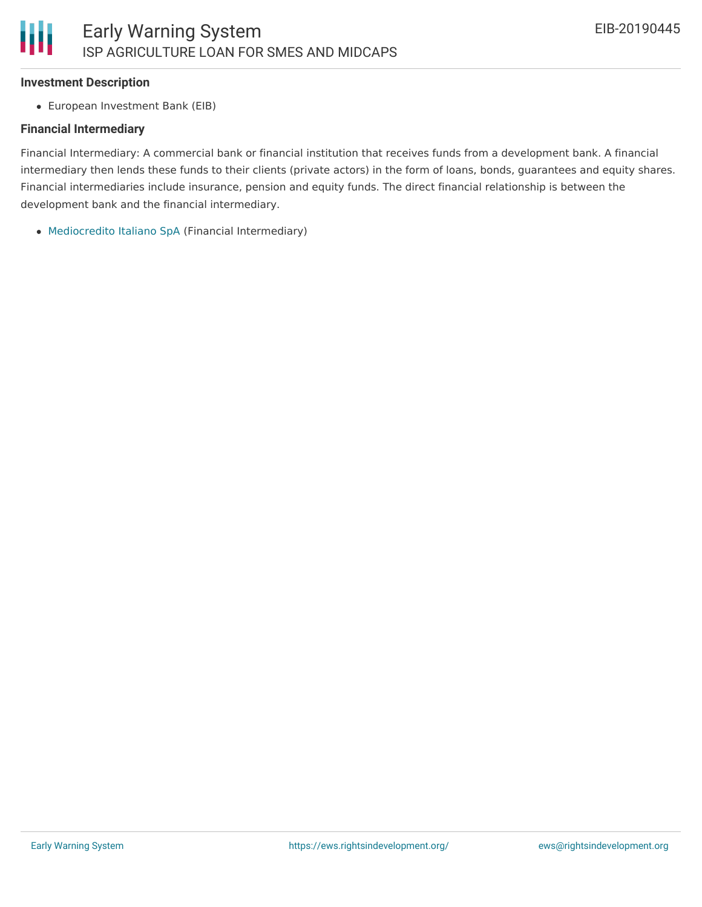### Investment Description

- European Investment Bank (EIB)

### Financial Intermediary

Financial Intermediary: A commercial bank or financial institution that receives funds from a development bank. A financial intermediary then lends these funds to their clients (private actors) in the form of loans, bonds, guarantees and equity shares. Financial intermediaries include insurance, pension and equity funds. The direct financial relationship is between the development bank and the financial intermediary.

- Mediocredito Italiano SpA (Financial Intermediary)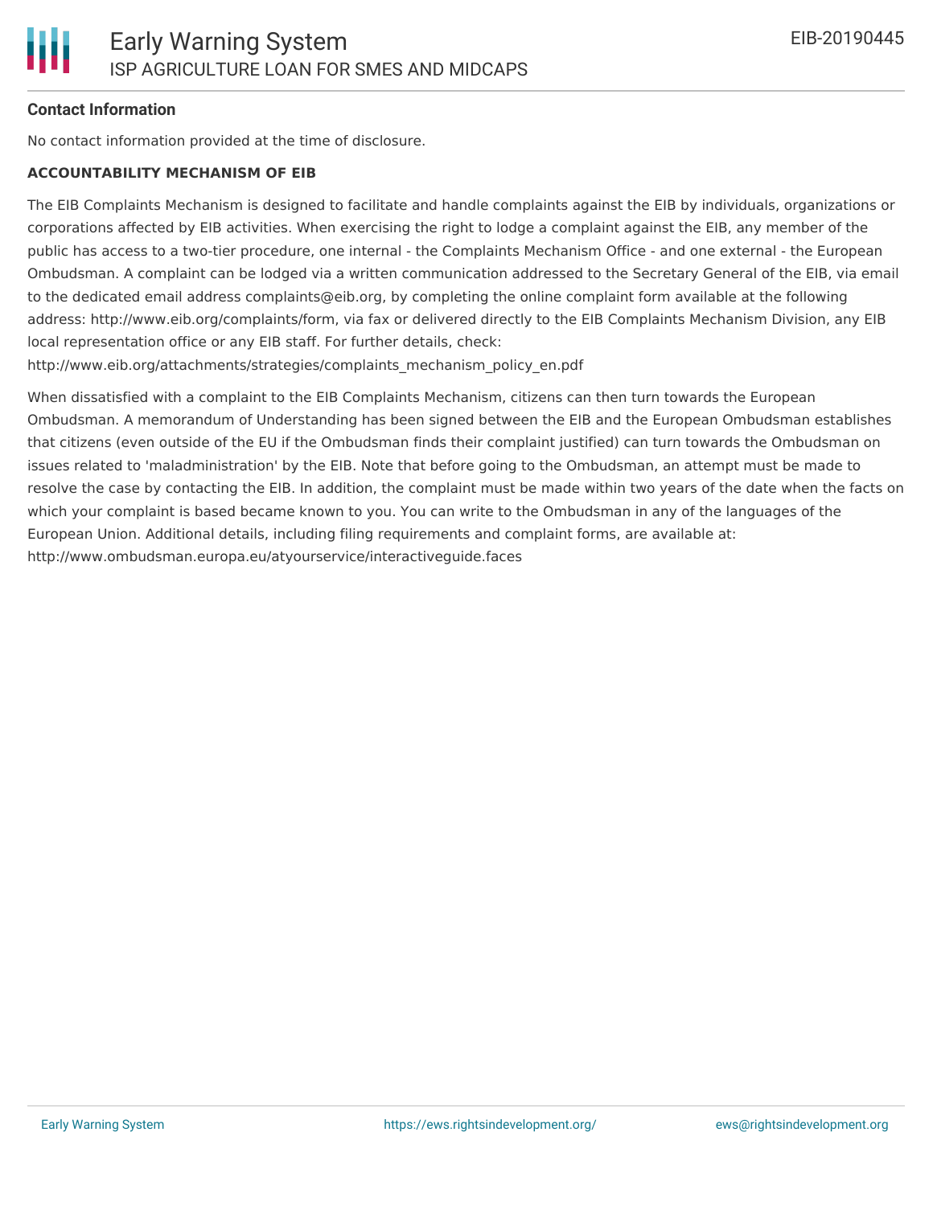## Contact Information

No contact information provided at the time of disclosure.

### ACCOUNTABILITY MECHANISM OF EIB

The EIB Complaints Mechanism is designed to facilitate and handle complaints against the EIB by individuals, organizations or corporations affected by EIB activities. When exercising the right to lodge a complaint against the EIB, any member of the public has access to a two-tier procedure, one internal - the Complaints Mechanism Office - and one external - the European Ombudsman. A complaint can be lodged via a written communication addressed to the Secretary General of the EIB, via email to the dedicated email address complaints@eib.org, by completing the online complaint form available at the following address: http://www.eib.org/complaints/form, via fax or delivered directly to the EIB Complaints Mechanism Division, any EIB local representation office or any EIB staff. For further details, check: http://www.eib.org/attachments/strategies/complaints_mechanism_policy_en.pdf

When dissatisfied with a complaint to the EIB Complaints Mechanism, citizens can then turn towards the European Ombudsman. A memorandum of Understanding has been signed between the EIB and the European Ombudsman establishes that citizens (even outside of the EU if the Ombudsman finds their complaint justified) can turn towards the Ombudsman on issues related to 'maladministration' by the EIB. Note that before going to the Ombudsman, an attempt must be made to resolve the case by contacting the EIB. In addition, the complaint must be made within two years of the date when the facts on which your complaint is based became known to you. You can write to the Ombudsman in any of the languages of the European Union. Additional details, including filing requirements and complaint forms, are available at: http://www.ombudsman.europa.eu/atyourservice/interactiveguide.faces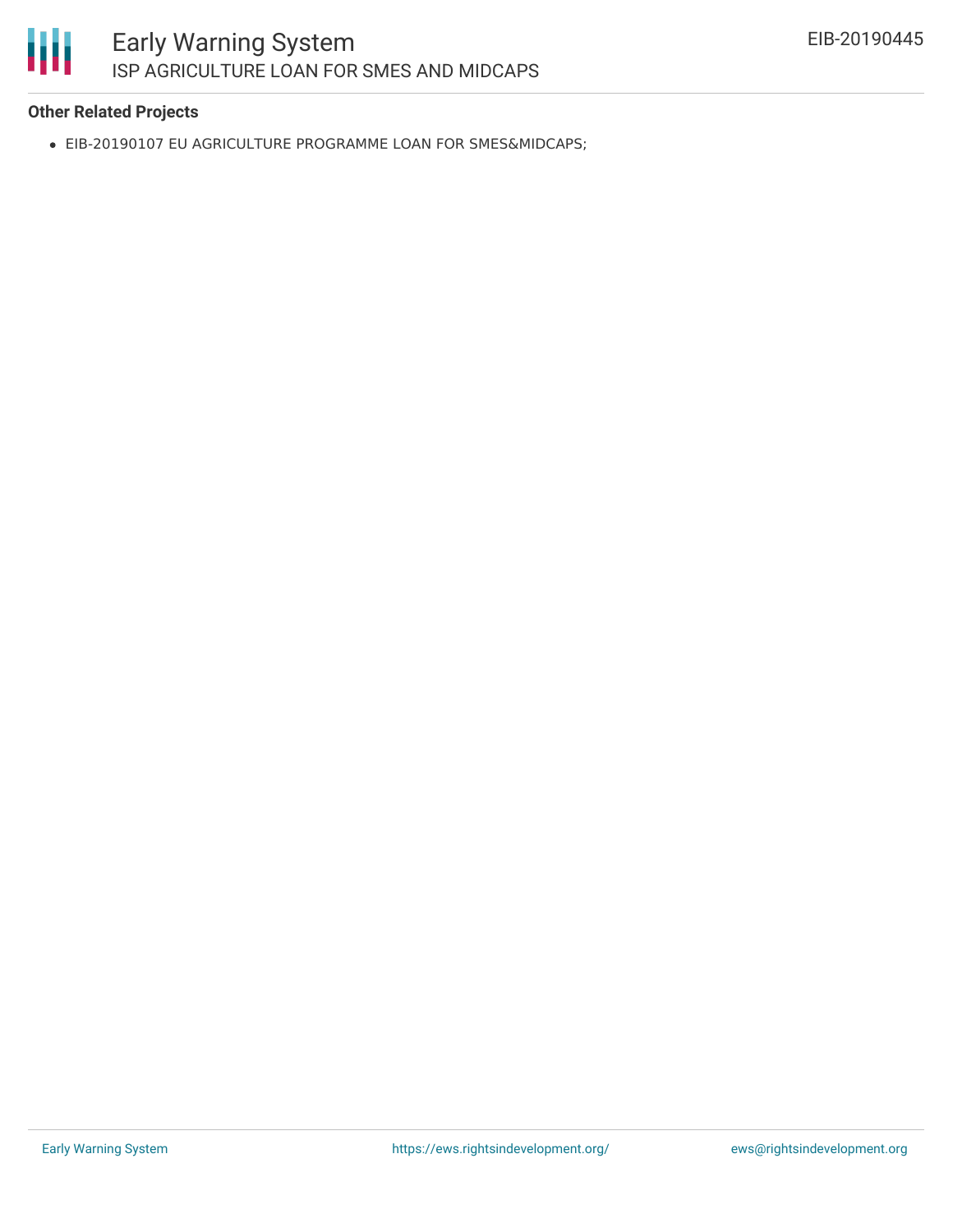**Other Related Projects**

- EIB-20190107 EU AGRICULTURE PROGRAMME LOAN FOR SMES&MIDCAPS;